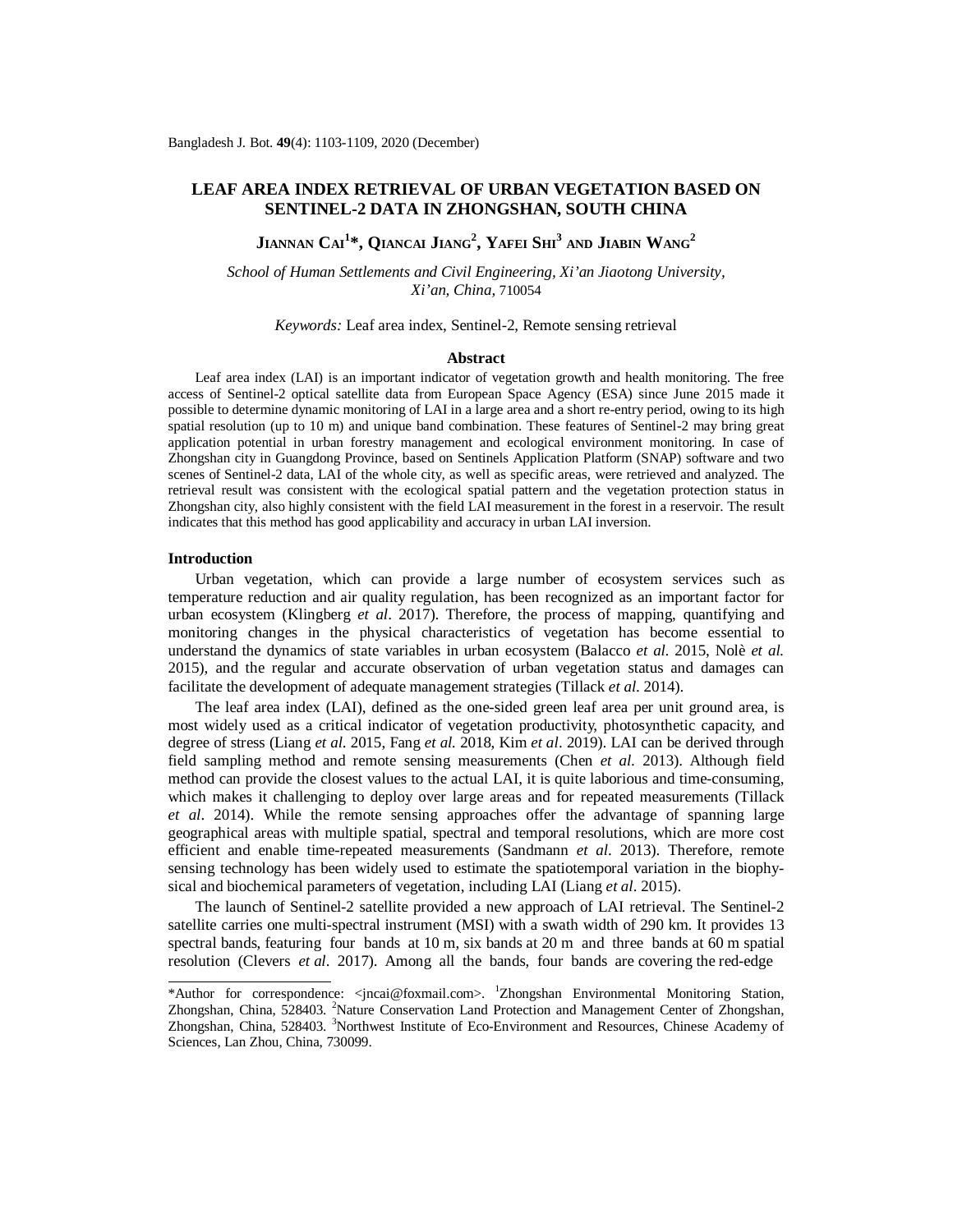# LEAF AREA INDEX RETRIEVAL OF URBAN VEGETATION BASED ON SENTINEL-2 DATA IN ZHONGSHAN, SOUTH CHINA

**JIANNAN CAI[1]*, QIANCAI JIANG[2], YAFEI SHI[3] AND JIABIN WANG[2]**

*School of Human Settlements and Civil Engineering, Xi'an Jiaotong University, Xi'an, China,* 710054

*Keywords:* Leaf area index, Sentinel-2, Remote sensing retrieval

## Abstract

Leaf area index (LAI) is an important indicator of vegetation growth and health monitoring. The free access of Sentinel-2 optical satellite data from European Space Agency (ESA) since June 2015 made it possible to determine dynamic monitoring of LAI in a large area and a short re-entry period, owing to its high spatial resolution (up to 10 m) and unique band combination. These features of Sentinel-2 may bring great application potential in urban forestry management and ecological environment monitoring. In case of Zhongshan city in Guangdong Province, based on Sentinels Application Platform (SNAP) software and two scenes of Sentinel-2 data, LAI of the whole city, as well as specific areas, were retrieved and analyzed. The retrieval result was consistent with the ecological spatial pattern and the vegetation protection status in Zhongshan city, also highly consistent with the field LAI measurement in the forest in a reservoir. The result indicates that this method has good applicability and accuracy in urban LAI inversion.

## Introduction

Urban vegetation, which can provide a large number of ecosystem services such as temperature reduction and air quality regulation, has been recognized as an important factor for urban ecosystem (Klingberg *et al*. 2017). Therefore, the process of mapping, quantifying and monitoring changes in the physical characteristics of vegetation has become essential to understand the dynamics of state variables in urban ecosystem (Balacco *et al*. 2015, Nolè *et al.* 2015), and the regular and accurate observation of urban vegetation status and damages can facilitate the development of adequate management strategies (Tillack *et al*. 2014).

The leaf area index (LAI), defined as the one-sided green leaf area per unit ground area, is most widely used as a critical indicator of vegetation productivity, photosynthetic capacity, and degree of stress (Liang *et al*. 2015, Fang *et al.* 2018, Kim *et al*. 2019). LAI can be derived through field sampling method and remote sensing measurements (Chen *et al*. 2013). Although field method can provide the closest values to the actual LAI, it is quite laborious and time-consuming, which makes it challenging to deploy over large areas and for repeated measurements (Tillack *et al*. 2014). While the remote sensing approaches offer the advantage of spanning large geographical areas with multiple spatial, spectral and temporal resolutions, which are more cost efficient and enable time-repeated measurements (Sandmann *et al*. 2013). Therefore, remote sensing technology has been widely used to estimate the spatiotemporal variation in the biophysical and biochemical parameters of vegetation, including LAI (Liang *et al*. 2015).

The launch of Sentinel-2 satellite provided a new approach of LAI retrieval. The Sentinel-2 satellite carries one multi-spectral instrument (MSI) with a swath width of 290 km. It provides 13 spectral bands, featuring four bands at 10 m, six bands at 20 m and three bands at 60 m spatial resolution (Clevers *et al*. 2017). Among all the bands, four bands are covering the red-edge

*Author for correspondence: <jncai@foxmail.com>. [1]Zhongshan Environmental Monitoring Station, Zhongshan, China, 528403. [2]Nature Conservation Land Protection and Management Center of Zhongshan, Zhongshan, China, 528403. [3]Northwest Institute of Eco-Environment and Resources, Chinese Academy of Sciences, Lan Zhou, China, 730099.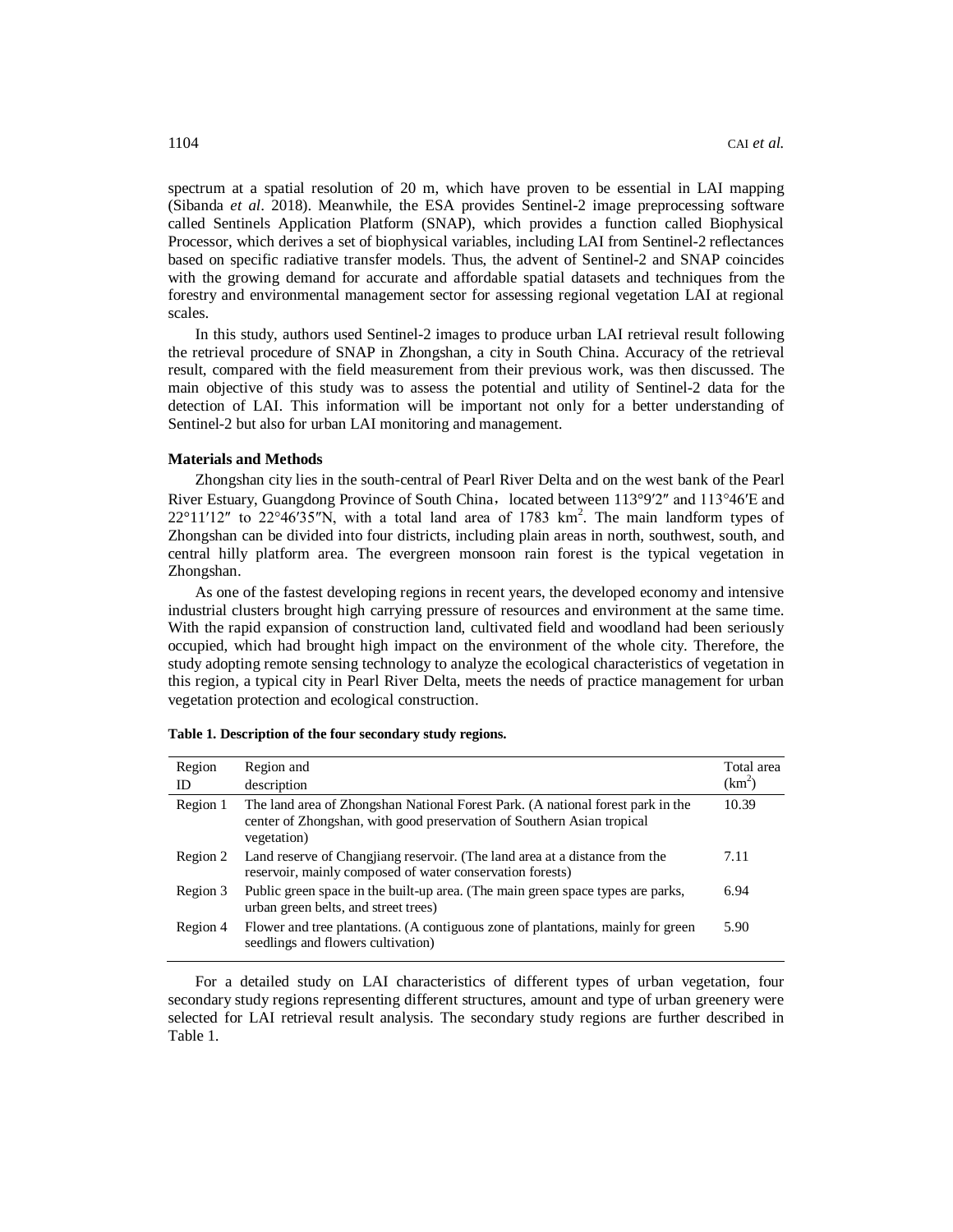spectrum at a spatial resolution of 20 m, which have proven to be essential in LAI mapping (Sibanda *et al*. 2018). Meanwhile, the ESA provides Sentinel-2 image preprocessing software called Sentinels Application Platform (SNAP), which provides a function called Biophysical Processor, which derives a set of biophysical variables, including LAI from Sentinel-2 reflectances based on specific radiative transfer models. Thus, the advent of Sentinel-2 and SNAP coincides with the growing demand for accurate and affordable spatial datasets and techniques from the forestry and environmental management sector for assessing regional vegetation LAI at regional scales.

In this study, authors used Sentinel-2 images to produce urban LAI retrieval result following the retrieval procedure of SNAP in Zhongshan, a city in South China. Accuracy of the retrieval result, compared with the field measurement from their previous work, was then discussed. The main objective of this study was to assess the potential and utility of Sentinel-2 data for the detection of LAI. This information will be important not only for a better understanding of Sentinel-2 but also for urban LAI monitoring and management.

**Materials and Methods**

Zhongshan city lies in the south-central of Pearl River Delta and on the west bank of the Pearl River Estuary, Guangdong Province of South China，located between 113°9′2″ and 113°46′E and 22°11′12″ to 22°46′35″N, with a total land area of 1783 $km^2$. The main landform types of Zhongshan can be divided into four districts, including plain areas in north, southwest, south, and central hilly platform area. The evergreen monsoon rain forest is the typical vegetation in Zhongshan.

As one of the fastest developing regions in recent years, the developed economy and intensive industrial clusters brought high carrying pressure of resources and environment at the same time. With the rapid expansion of construction land, cultivated field and woodland had been seriously occupied, which had brought high impact on the environment of the whole city. Therefore, the study adopting remote sensing technology to analyze the ecological characteristics of vegetation in this region, a typical city in Pearl River Delta, meets the needs of practice management for urban vegetation protection and ecological construction.

**Table 1. Description of the four secondary study regions.**

| Region ID | Region and description | Total area ($km^2$) |
|---|---|---|
| Region 1 | The land area of Zhongshan National Forest Park. (A national forest park in the center of Zhongshan, with good preservation of Southern Asian tropical vegetation) | 10.39 |
| Region 2 | Land reserve of Changjiang reservoir. (The land area at a distance from the reservoir, mainly composed of water conservation forests) | 7.11 |
| Region 3 | Public green space in the built-up area. (The main green space types are parks, urban green belts, and street trees) | 6.94 |
| Region 4 | Flower and tree plantations. (A contiguous zone of plantations, mainly for green seedlings and flowers cultivation) | 5.90 |

For a detailed study on LAI characteristics of different types of urban vegetation, four secondary study regions representing different structures, amount and type of urban greenery were selected for LAI retrieval result analysis. The secondary study regions are further described in Table 1.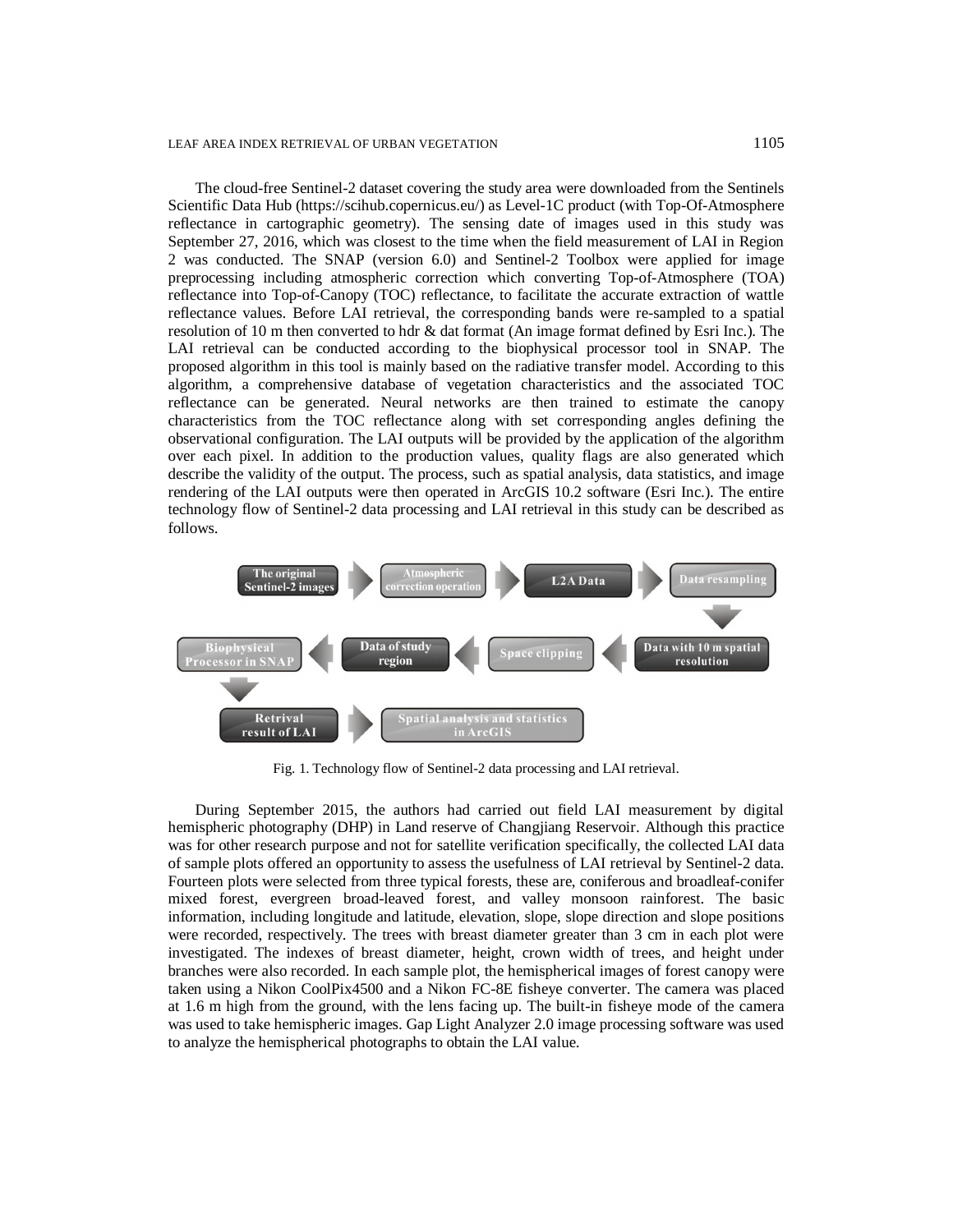The cloud-free Sentinel-2 dataset covering the study area were downloaded from the Sentinels Scientific Data Hub (https://scihub.copernicus.eu/) as Level-1C product (with Top-Of-Atmosphere reflectance in cartographic geometry). The sensing date of images used in this study was September 27, 2016, which was closest to the time when the field measurement of LAI in Region 2 was conducted. The SNAP (version 6.0) and Sentinel-2 Toolbox were applied for image preprocessing including atmospheric correction which converting Top-of-Atmosphere (TOA) reflectance into Top-of-Canopy (TOC) reflectance, to facilitate the accurate extraction of wattle reflectance values. Before LAI retrieval, the corresponding bands were re-sampled to a spatial resolution of 10 m then converted to hdr & dat format (An image format defined by Esri Inc.). The LAI retrieval can be conducted according to the biophysical processor tool in SNAP. The proposed algorithm in this tool is mainly based on the radiative transfer model. According to this algorithm, a comprehensive database of vegetation characteristics and the associated TOC reflectance can be generated. Neural networks are then trained to estimate the canopy characteristics from the TOC reflectance along with set corresponding angles defining the observational configuration. The LAI outputs will be provided by the application of the algorithm over each pixel. In addition to the production values, quality flags are also generated which describe the validity of the output. The process, such as spatial analysis, data statistics, and image rendering of the LAI outputs were then operated in ArcGIS 10.2 software (Esri Inc.). The entire technology flow of Sentinel-2 data processing and LAI retrieval in this study can be described as follows.

The original Sentinel-2 images → Atmospheric correction operation → L2A Data → Data resampling → Data with 10 m spatial resolution → Space clipping → Data of study region → Biophysical Processor in SNAP → Retrival result of LAI → Spatial analysis and statistics in ArcGIS

Fig. 1. Technology flow of Sentinel-2 data processing and LAI retrieval.

During September 2015, the authors had carried out field LAI measurement by digital hemispheric photography (DHP) in Land reserve of Changjiang Reservoir. Although this practice was for other research purpose and not for satellite verification specifically, the collected LAI data of sample plots offered an opportunity to assess the usefulness of LAI retrieval by Sentinel-2 data. Fourteen plots were selected from three typical forests, these are, coniferous and broadleaf-conifer mixed forest, evergreen broad-leaved forest, and valley monsoon rainforest. The basic information, including longitude and latitude, elevation, slope, slope direction and slope positions were recorded, respectively. The trees with breast diameter greater than 3 cm in each plot were investigated. The indexes of breast diameter, height, crown width of trees, and height under branches were also recorded. In each sample plot, the hemispherical images of forest canopy were taken using a Nikon CoolPix4500 and a Nikon FC-8E fisheye converter. The camera was placed at 1.6 m high from the ground, with the lens facing up. The built-in fisheye mode of the camera was used to take hemispheric images. Gap Light Analyzer 2.0 image processing software was used to analyze the hemispherical photographs to obtain the LAI value.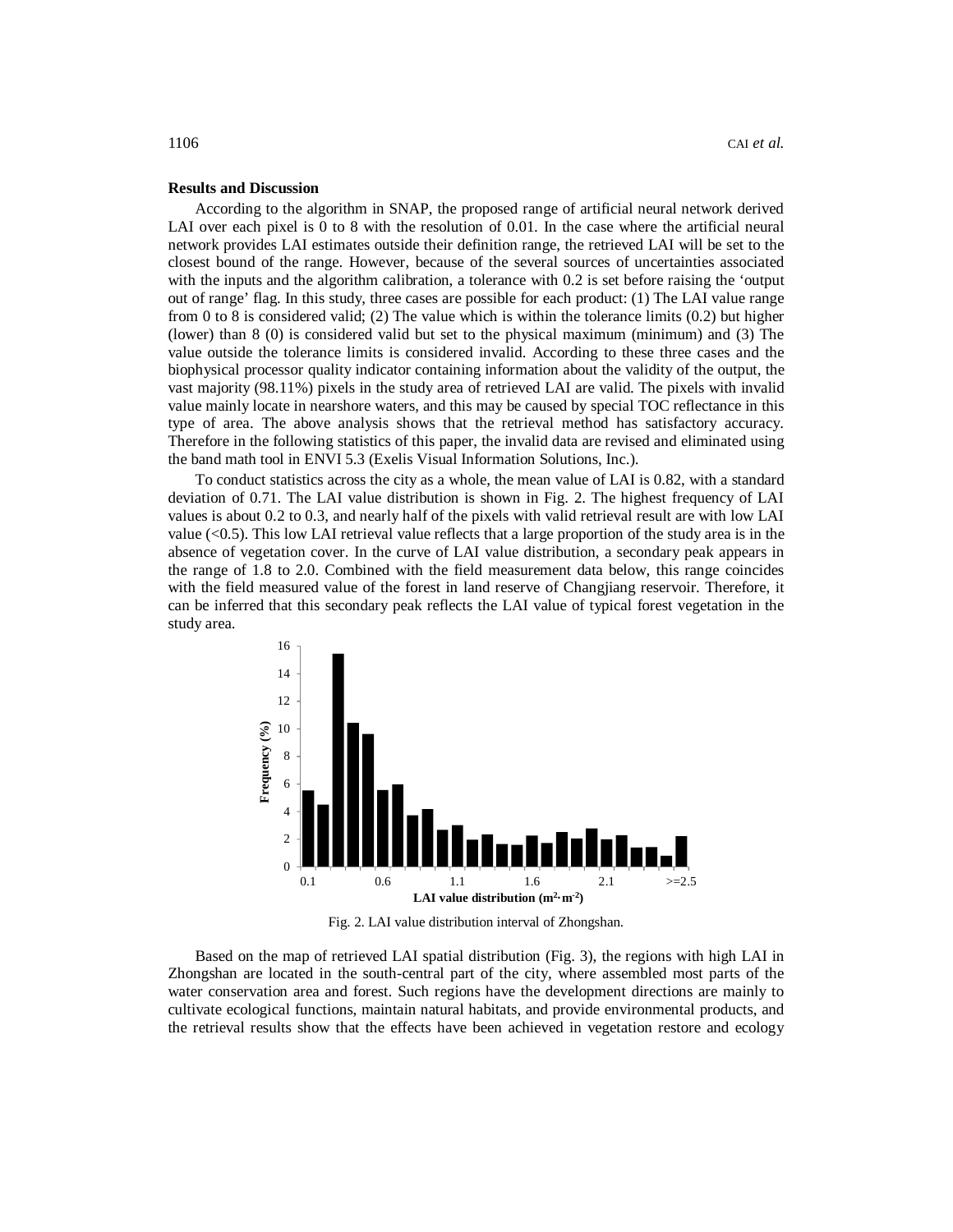**Results and Discussion**

According to the algorithm in SNAP, the proposed range of artificial neural network derived LAI over each pixel is 0 to 8 with the resolution of 0.01. In the case where the artificial neural network provides LAI estimates outside their definition range, the retrieved LAI will be set to the closest bound of the range. However, because of the several sources of uncertainties associated with the inputs and the algorithm calibration, a tolerance with 0.2 is set before raising the 'output out of range' flag. In this study, three cases are possible for each product: (1) The LAI value range from 0 to 8 is considered valid; (2) The value which is within the tolerance limits (0.2) but higher (lower) than 8 (0) is considered valid but set to the physical maximum (minimum) and (3) The value outside the tolerance limits is considered invalid. According to these three cases and the biophysical processor quality indicator containing information about the validity of the output, the vast majority (98.11%) pixels in the study area of retrieved LAI are valid. The pixels with invalid value mainly locate in nearshore waters, and this may be caused by special TOC reflectance in this type of area. The above analysis shows that the retrieval method has satisfactory accuracy. Therefore in the following statistics of this paper, the invalid data are revised and eliminated using the band math tool in ENVI 5.3 (Exelis Visual Information Solutions, Inc.).

To conduct statistics across the city as a whole, the mean value of LAI is 0.82, with a standard deviation of 0.71. The LAI value distribution is shown in Fig. 2. The highest frequency of LAI values is about 0.2 to 0.3, and nearly half of the pixels with valid retrieval result are with low LAI value (<0.5). This low LAI retrieval value reflects that a large proportion of the study area is in the absence of vegetation cover. In the curve of LAI value distribution, a secondary peak appears in the range of 1.8 to 2.0. Combined with the field measurement data below, this range coincides with the field measured value of the forest in land reserve of Changjiang reservoir. Therefore, it can be inferred that this secondary peak reflects the LAI value of typical forest vegetation in the study area.

Fig. 2. LAI value distribution interval of Zhongshan.

Based on the map of retrieved LAI spatial distribution (Fig. 3), the regions with high LAI in Zhongshan are located in the south-central part of the city, where assembled most parts of the water conservation area and forest. Such regions have the development directions are mainly to cultivate ecological functions, maintain natural habitats, and provide environmental products, and the retrieval results show that the effects have been achieved in vegetation restore and ecology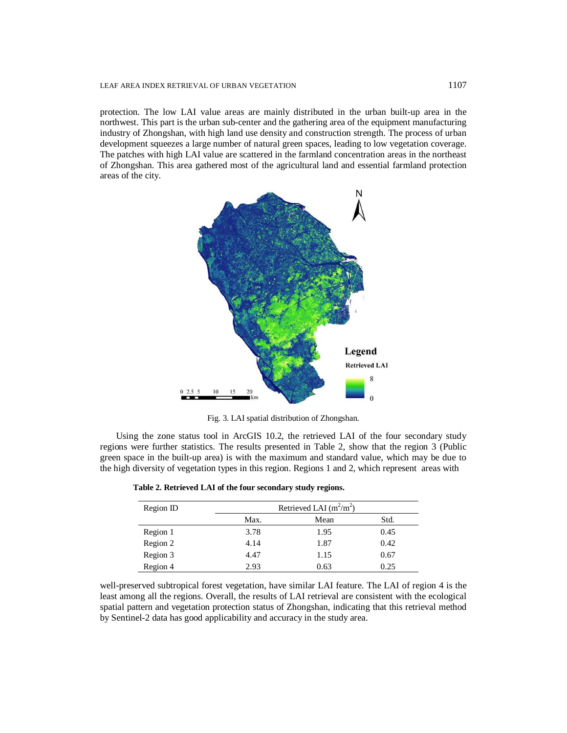protection. The low LAI value areas are mainly distributed in the urban built-up area in the northwest. This part is the urban sub-center and the gathering area of the equipment manufacturing industry of Zhongshan, with high land use density and construction strength. The process of urban development squeezes a large number of natural green spaces, leading to low vegetation coverage. The patches with high LAI value are scattered in the farmland concentration areas in the northeast of Zhongshan. This area gathered most of the agricultural land and essential farmland protection areas of the city.

Fig. 3. LAI spatial distribution of Zhongshan.

Using the zone status tool in ArcGIS 10.2, the retrieved LAI of the four secondary study regions were further statistics. The results presented in Table 2, show that the region 3 (Public green space in the built-up area) is with the maximum and standard value, which may be due to the high diversity of vegetation types in this region. Regions 1 and 2, which represent areas with

**Table 2. Retrieved LAI of the four secondary study regions.**

| Region ID | Retrieved LAI ($m^2/m^2$) | | |
|---|---|---|---|
| | Max. | Mean | Std. |
| Region 1 | 3.78 | 1.95 | 0.45 |
| Region 2 | 4.14 | 1.87 | 0.42 |
| Region 3 | 4.47 | 1.15 | 0.67 |
| Region 4 | 2.93 | 0.63 | 0.25 |

well-preserved subtropical forest vegetation, have similar LAI feature. The LAI of region 4 is the least among all the regions. Overall, the results of LAI retrieval are consistent with the ecological spatial pattern and vegetation protection status of Zhongshan, indicating that this retrieval method by Sentinel-2 data has good applicability and accuracy in the study area.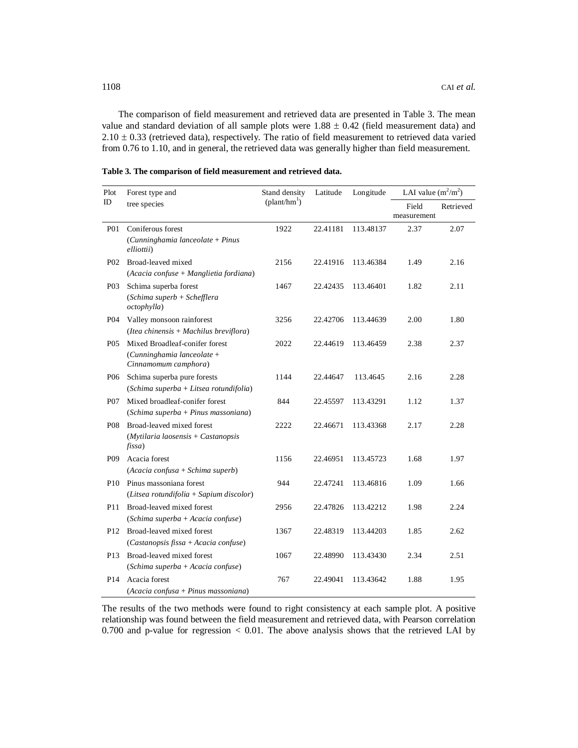The comparison of field measurement and retrieved data are presented in Table 3. The mean value and standard deviation of all sample plots were $1.88 \pm 0.42$ (field measurement data) and $2.10 \pm 0.33$ (retrieved data), respectively. The ratio of field measurement to retrieved data varied from 0.76 to 1.10, and in general, the retrieved data was generally higher than field measurement.

**Table 3. The comparison of field measurement and retrieved data.**

| Plot ID | Forest type and tree species | Stand density (plant/hm$^1$) | Latitude | Longitude | LAI value ($m^2/m^2$) | |
|---|---|---|---|---|---|---|
| | | | | | Field measurement | Retrieved |
| P01 | Coniferous forest (*Cunninghamia lanceolate + Pinus elliottii*) | 1922 | 22.41181 | 113.48137 | 2.37 | 2.07 |
| P02 | Broad-leaved mixed (*Acacia confuse + Manglietia fordiana*) | 2156 | 22.41916 | 113.46384 | 1.49 | 2.16 |
| P03 | Schima superba forest (*Schima superb + Schefflera octophylla*) | 1467 | 22.42435 | 113.46401 | 1.82 | 2.11 |
| P04 | Valley monsoon rainforest (*Itea chinensis + Machilus breviflora*) | 3256 | 22.42706 | 113.44639 | 2.00 | 1.80 |
| P05 | Mixed Broadleaf-conifer forest (*Cunninghamia lanceolate + Cinnamomum camphora*) | 2022 | 22.44619 | 113.46459 | 2.38 | 2.37 |
| P06 | Schima superba pure forests (*Schima superba + Litsea rotundifolia*) | 1144 | 22.44647 | 113.4645 | 2.16 | 2.28 |
| P07 | Mixed broadleaf-conifer forest (*Schima superba + Pinus massoniana*) | 844 | 22.45597 | 113.43291 | 1.12 | 1.37 |
| P08 | Broad-leaved mixed forest (*Mytilaria laosensis + Castanopsis fissa*) | 2222 | 22.46671 | 113.43368 | 2.17 | 2.28 |
| P09 | Acacia forest (*Acacia confusa + Schima superb*) | 1156 | 22.46951 | 113.45723 | 1.68 | 1.97 |
| P10 | Pinus massoniana forest (*Litsea rotundifolia + Sapium discolor*) | 944 | 22.47241 | 113.46816 | 1.09 | 1.66 |
| P11 | Broad-leaved mixed forest (*Schima superba + Acacia confuse*) | 2956 | 22.47826 | 113.42212 | 1.98 | 2.24 |
| P12 | Broad-leaved mixed forest (*Castanopsis fissa + Acacia confuse*) | 1367 | 22.48319 | 113.44203 | 1.85 | 2.62 |
| P13 | Broad-leaved mixed forest (*Schima superba + Acacia confuse*) | 1067 | 22.48990 | 113.43430 | 2.34 | 2.51 |
| P14 | Acacia forest (*Acacia confusa + Pinus massoniana*) | 767 | 22.49041 | 113.43642 | 1.88 | 1.95 |

The results of the two methods were found to right consistency at each sample plot. A positive relationship was found between the field measurement and retrieved data, with Pearson correlation 0.700 and p-value for regression $< 0.01$. The above analysis shows that the retrieved LAI by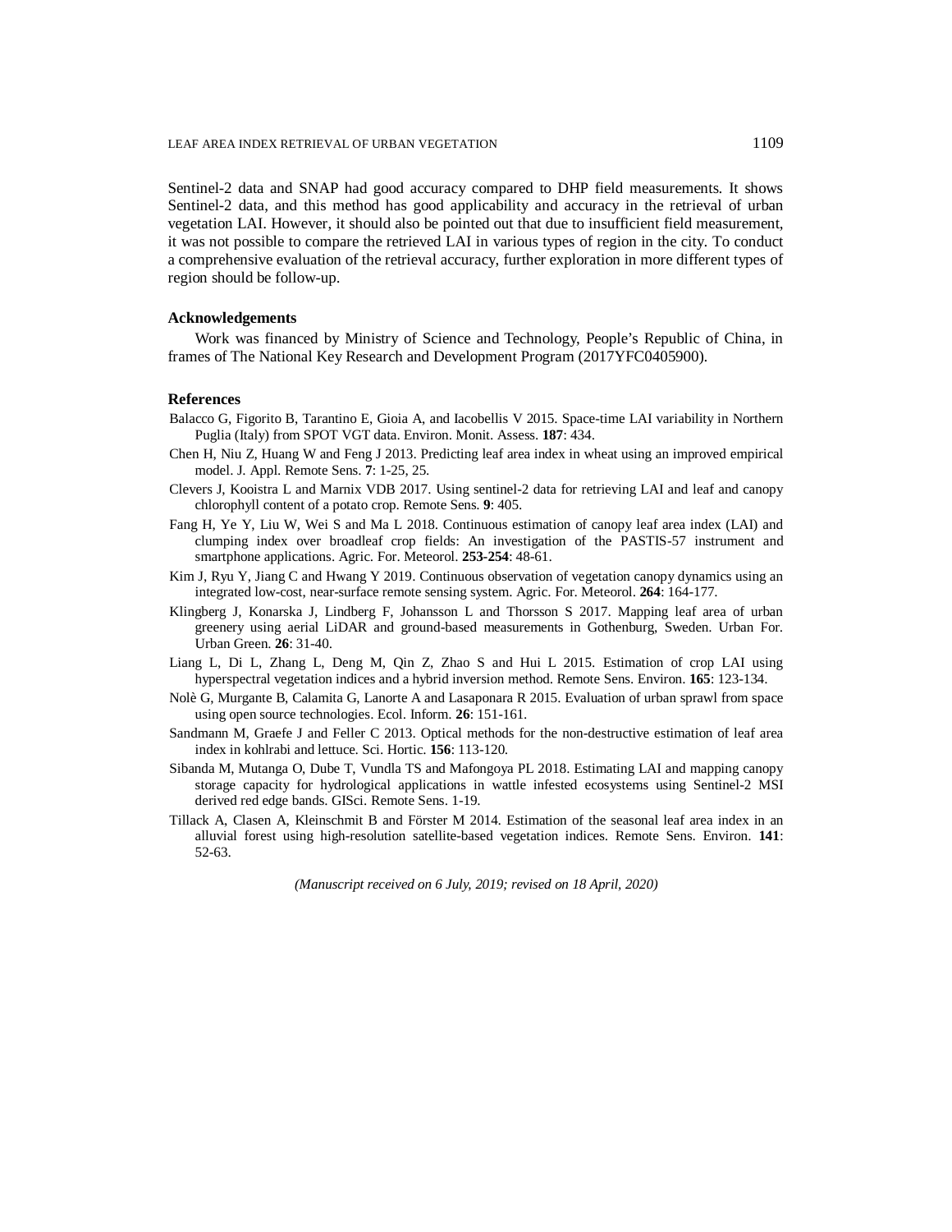Sentinel-2 data and SNAP had good accuracy compared to DHP field measurements. It shows Sentinel-2 data, and this method has good applicability and accuracy in the retrieval of urban vegetation LAI. However, it should also be pointed out that due to insufficient field measurement, it was not possible to compare the retrieved LAI in various types of region in the city. To conduct a comprehensive evaluation of the retrieval accuracy, further exploration in more different types of region should be follow-up.

### Acknowledgements

Work was financed by Ministry of Science and Technology, People's Republic of China, in frames of The National Key Research and Development Program (2017YFC0405900).

### References

Balacco G, Figorito B, Tarantino E, Gioia A, and Iacobellis V 2015. Space-time LAI variability in Northern Puglia (Italy) from SPOT VGT data. Environ. Monit. Assess. **187**: 434.

Chen H, Niu Z, Huang W and Feng J 2013. Predicting leaf area index in wheat using an improved empirical model. J. Appl. Remote Sens. **7**: 1-25, 25.

Clevers J, Kooistra L and Marnix VDB 2017. Using sentinel-2 data for retrieving LAI and leaf and canopy chlorophyll content of a potato crop. Remote Sens. **9**: 405.

Fang H, Ye Y, Liu W, Wei S and Ma L 2018. Continuous estimation of canopy leaf area index (LAI) and clumping index over broadleaf crop fields: An investigation of the PASTIS-57 instrument and smartphone applications. Agric. For. Meteorol. **253-254**: 48-61.

Kim J, Ryu Y, Jiang C and Hwang Y 2019. Continuous observation of vegetation canopy dynamics using an integrated low-cost, near-surface remote sensing system. Agric. For. Meteorol. **264**: 164-177.

Klingberg J, Konarska J, Lindberg F, Johansson L and Thorsson S 2017. Mapping leaf area of urban greenery using aerial LiDAR and ground-based measurements in Gothenburg, Sweden. Urban For. Urban Green. **26**: 31-40.

Liang L, Di L, Zhang L, Deng M, Qin Z, Zhao S and Hui L 2015. Estimation of crop LAI using hyperspectral vegetation indices and a hybrid inversion method. Remote Sens. Environ. **165**: 123-134.

Nolè G, Murgante B, Calamita G, Lanorte A and Lasaponara R 2015. Evaluation of urban sprawl from space using open source technologies. Ecol. Inform. **26**: 151-161.

Sandmann M, Graefe J and Feller C 2013. Optical methods for the non-destructive estimation of leaf area index in kohlrabi and lettuce. Sci. Hortic. **156**: 113-120.

Sibanda M, Mutanga O, Dube T, Vundla TS and Mafongoya PL 2018. Estimating LAI and mapping canopy storage capacity for hydrological applications in wattle infested ecosystems using Sentinel-2 MSI derived red edge bands. GISci. Remote Sens. 1-19.

Tillack A, Clasen A, Kleinschmit B and Förster M 2014. Estimation of the seasonal leaf area index in an alluvial forest using high-resolution satellite-based vegetation indices. Remote Sens. Environ. **141**: 52-63.

*(Manuscript received on 6 July, 2019; revised on 18 April, 2020)*